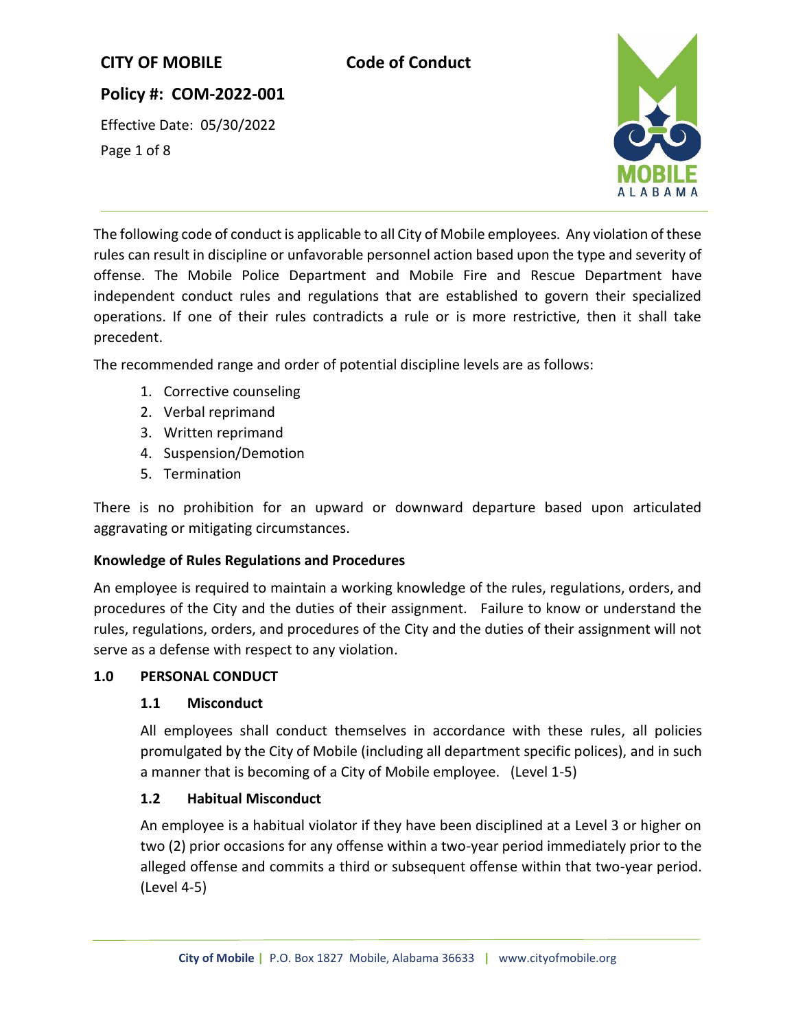# CITY OF MOBILE — Code of Conduct

**Policy #: COM-2022-001**

Effective Date: 05/30/2022

The following code of conduct is applicable to all City of Mobile employees. Any violation of these rules can result in discipline or unfavorable personnel action based upon the type and severity of offense. The Mobile Police Department and Mobile Fire and Rescue Department have independent conduct rules and regulations that are established to govern their specialized operations. If one of their rules contradicts a rule or is more restrictive, then it shall take precedent.

The recommended range and order of potential discipline levels are as follows:

1. Corrective counseling
2. Verbal reprimand
3. Written reprimand
4. Suspension/Demotion
5. Termination

There is no prohibition for an upward or downward departure based upon articulated aggravating or mitigating circumstances.

**Knowledge of Rules Regulations and Procedures**

An employee is required to maintain a working knowledge of the rules, regulations, orders, and procedures of the City and the duties of their assignment. Failure to know or understand the rules, regulations, orders, and procedures of the City and the duties of their assignment will not serve as a defense with respect to any violation.

## 1.0 PERSONAL CONDUCT

### 1.1 Misconduct

All employees shall conduct themselves in accordance with these rules, all policies promulgated by the City of Mobile (including all department specific polices), and in such a manner that is becoming of a City of Mobile employee. (Level 1-5)

### 1.2 Habitual Misconduct

An employee is a habitual violator if they have been disciplined at a Level 3 or higher on two (2) prior occasions for any offense within a two-year period immediately prior to the alleged offense and commits a third or subsequent offense within that two-year period. (Level 4-5)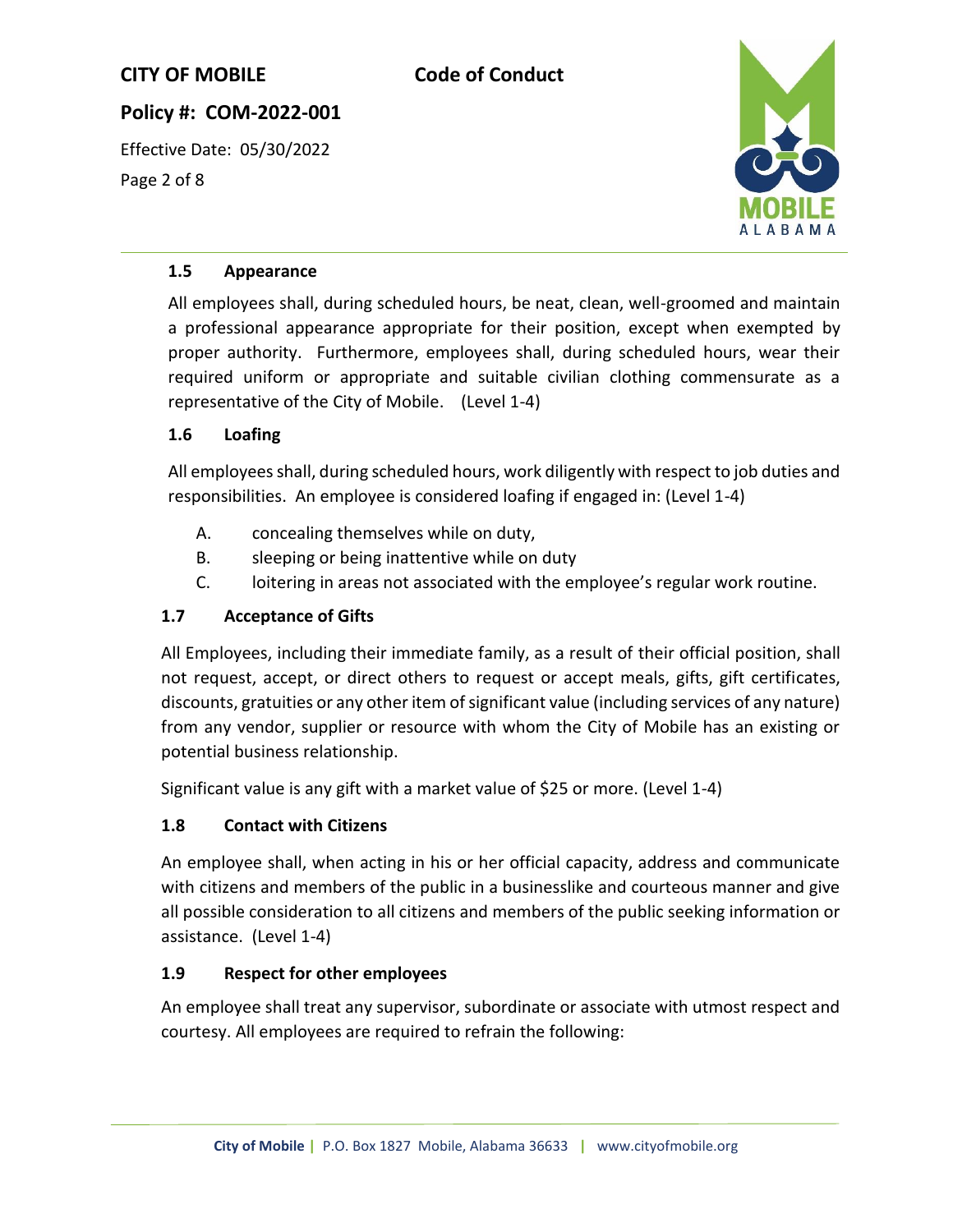### 1.5 Appearance

All employees shall, during scheduled hours, be neat, clean, well-groomed and maintain a professional appearance appropriate for their position, except when exempted by proper authority. Furthermore, employees shall, during scheduled hours, wear their required uniform or appropriate and suitable civilian clothing commensurate as a representative of the City of Mobile. (Level 1-4)

### 1.6 Loafing

All employees shall, during scheduled hours, work diligently with respect to job duties and responsibilities. An employee is considered loafing if engaged in: (Level 1-4)

- A. concealing themselves while on duty,
- B. sleeping or being inattentive while on duty
- C. loitering in areas not associated with the employee's regular work routine.

### 1.7 Acceptance of Gifts

All Employees, including their immediate family, as a result of their official position, shall not request, accept, or direct others to request or accept meals, gifts, gift certificates, discounts, gratuities or any other item of significant value (including services of any nature) from any vendor, supplier or resource with whom the City of Mobile has an existing or potential business relationship.

Significant value is any gift with a market value of $25 or more. (Level 1-4)

### 1.8 Contact with Citizens

An employee shall, when acting in his or her official capacity, address and communicate with citizens and members of the public in a businesslike and courteous manner and give all possible consideration to all citizens and members of the public seeking information or assistance. (Level 1-4)

### 1.9 Respect for other employees

An employee shall treat any supervisor, subordinate or associate with utmost respect and courtesy. All employees are required to refrain the following: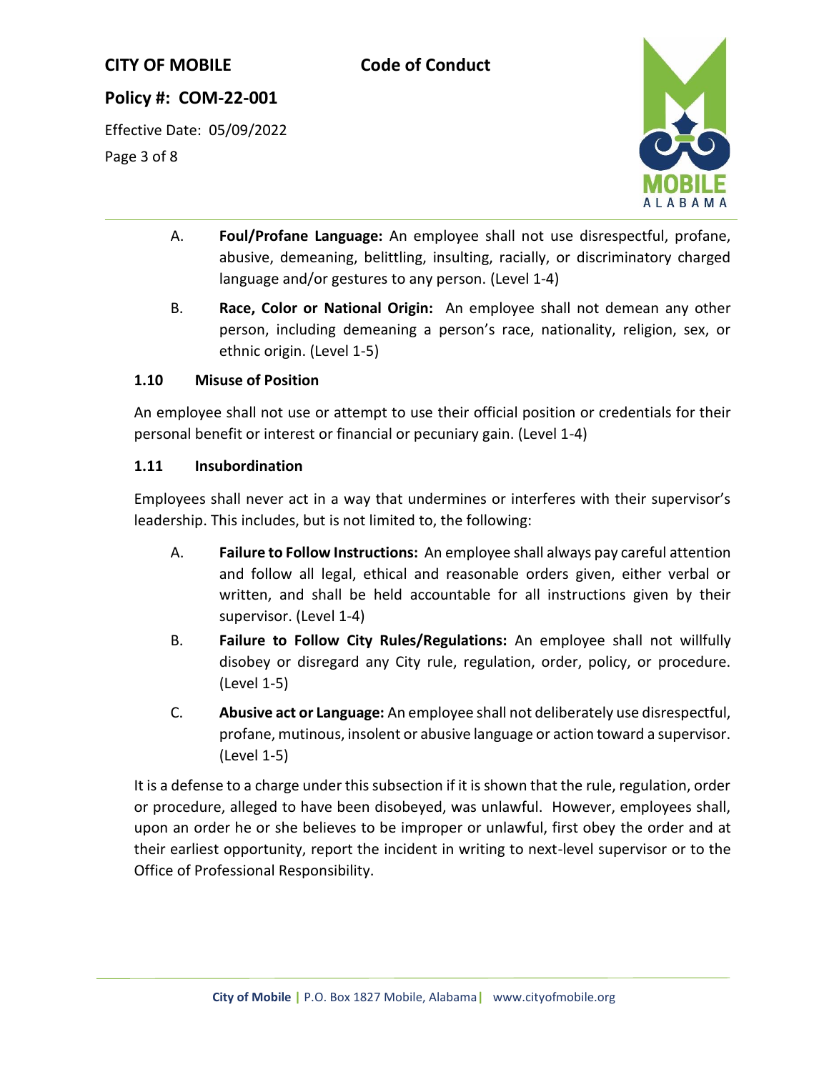A. **Foul/Profane Language:** An employee shall not use disrespectful, profane, abusive, demeaning, belittling, insulting, racially, or discriminatory charged language and/or gestures to any person. (Level 1-4)

B. **Race, Color or National Origin:** An employee shall not demean any other person, including demeaning a person's race, nationality, religion, sex, or ethnic origin. (Level 1-5)

### 1.10 Misuse of Position

An employee shall not use or attempt to use their official position or credentials for their personal benefit or interest or financial or pecuniary gain. (Level 1-4)

### 1.11 Insubordination

Employees shall never act in a way that undermines or interferes with their supervisor's leadership. This includes, but is not limited to, the following:

A. **Failure to Follow Instructions:** An employee shall always pay careful attention and follow all legal, ethical and reasonable orders given, either verbal or written, and shall be held accountable for all instructions given by their supervisor. (Level 1-4)

B. **Failure to Follow City Rules/Regulations:** An employee shall not willfully disobey or disregard any City rule, regulation, order, policy, or procedure. (Level 1-5)

C. **Abusive act or Language:** An employee shall not deliberately use disrespectful, profane, mutinous, insolent or abusive language or action toward a supervisor. (Level 1-5)

It is a defense to a charge under this subsection if it is shown that the rule, regulation, order or procedure, alleged to have been disobeyed, was unlawful. However, employees shall, upon an order he or she believes to be improper or unlawful, first obey the order and at their earliest opportunity, report the incident in writing to next-level supervisor or to the Office of Professional Responsibility.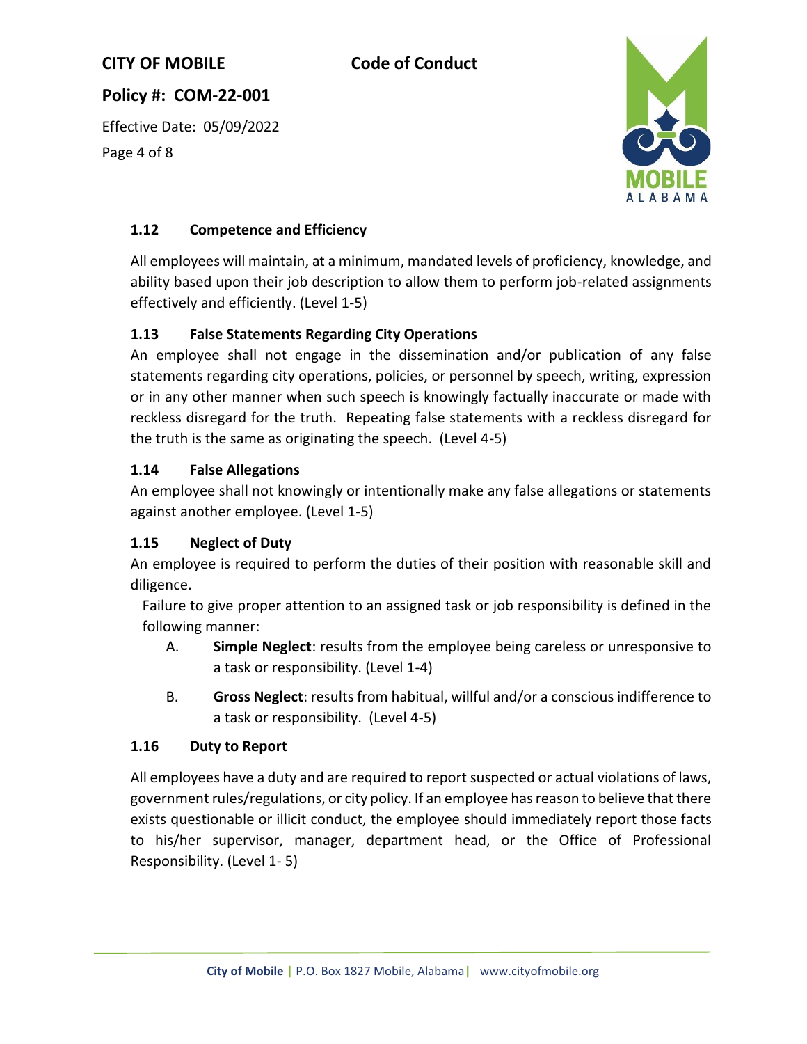### 1.12 Competence and Efficiency

All employees will maintain, at a minimum, mandated levels of proficiency, knowledge, and ability based upon their job description to allow them to perform job-related assignments effectively and efficiently. (Level 1-5)

### 1.13 False Statements Regarding City Operations

An employee shall not engage in the dissemination and/or publication of any false statements regarding city operations, policies, or personnel by speech, writing, expression or in any other manner when such speech is knowingly factually inaccurate or made with reckless disregard for the truth. Repeating false statements with a reckless disregard for the truth is the same as originating the speech. (Level 4-5)

### 1.14 False Allegations

An employee shall not knowingly or intentionally make any false allegations or statements against another employee. (Level 1-5)

### 1.15 Neglect of Duty

An employee is required to perform the duties of their position with reasonable skill and diligence.

Failure to give proper attention to an assigned task or job responsibility is defined in the following manner:

A. **Simple Neglect**: results from the employee being careless or unresponsive to a task or responsibility. (Level 1-4)

B. **Gross Neglect**: results from habitual, willful and/or a conscious indifference to a task or responsibility. (Level 4-5)

### 1.16 Duty to Report

All employees have a duty and are required to report suspected or actual violations of laws, government rules/regulations, or city policy. If an employee has reason to believe that there exists questionable or illicit conduct, the employee should immediately report those facts to his/her supervisor, manager, department head, or the Office of Professional Responsibility. (Level 1- 5)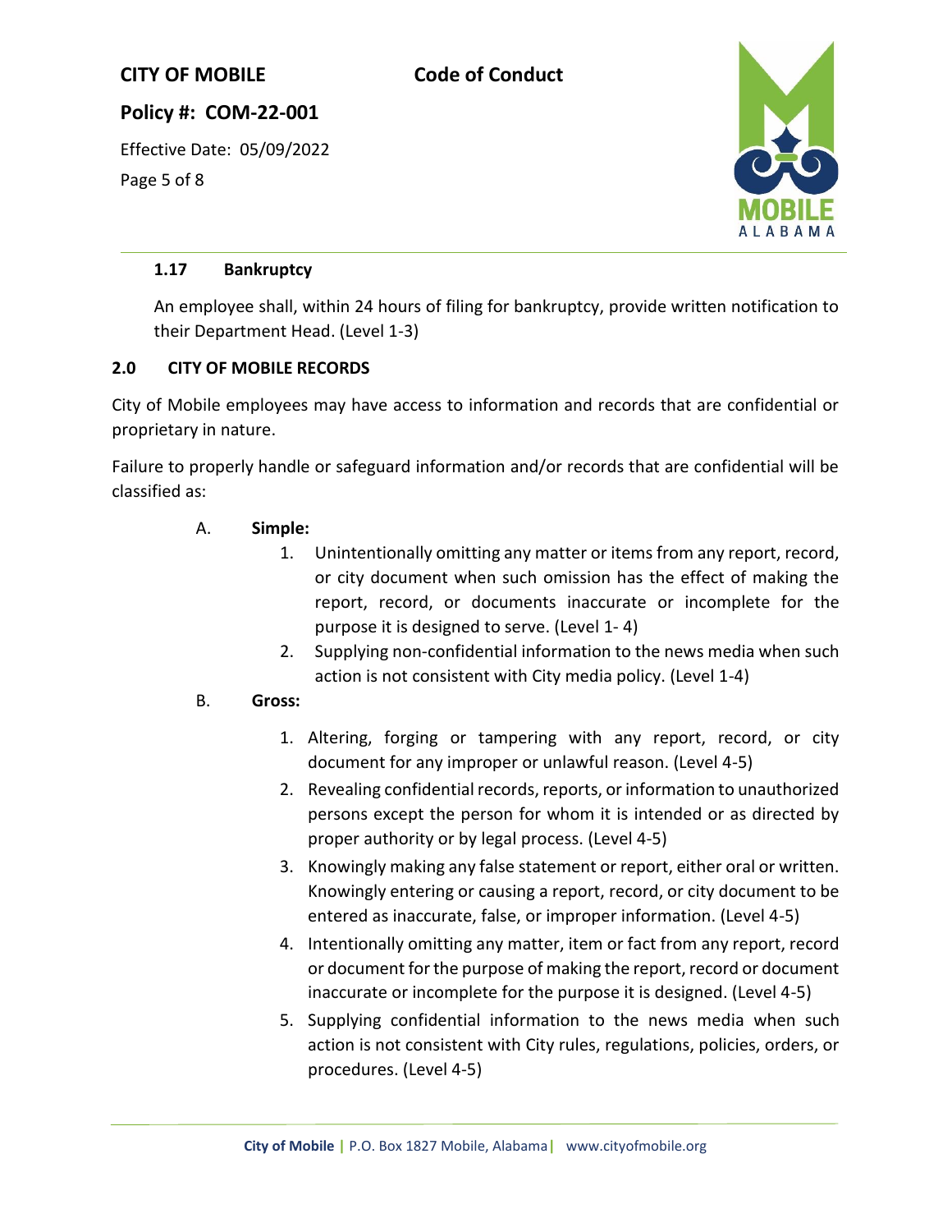### 1.17 Bankruptcy

An employee shall, within 24 hours of filing for bankruptcy, provide written notification to their Department Head. (Level 1-3)

## 2.0 CITY OF MOBILE RECORDS

City of Mobile employees may have access to information and records that are confidential or proprietary in nature.

Failure to properly handle or safeguard information and/or records that are confidential will be classified as:

A. **Simple:**

1. Unintentionally omitting any matter or items from any report, record, or city document when such omission has the effect of making the report, record, or documents inaccurate or incomplete for the purpose it is designed to serve. (Level 1- 4)
2. Supplying non-confidential information to the news media when such action is not consistent with City media policy. (Level 1-4)

B. **Gross:**

1. Altering, forging or tampering with any report, record, or city document for any improper or unlawful reason. (Level 4-5)
2. Revealing confidential records, reports, or information to unauthorized persons except the person for whom it is intended or as directed by proper authority or by legal process. (Level 4-5)
3. Knowingly making any false statement or report, either oral or written. Knowingly entering or causing a report, record, or city document to be entered as inaccurate, false, or improper information. (Level 4-5)
4. Intentionally omitting any matter, item or fact from any report, record or document for the purpose of making the report, record or document inaccurate or incomplete for the purpose it is designed. (Level 4-5)
5. Supplying confidential information to the news media when such action is not consistent with City rules, regulations, policies, orders, or procedures. (Level 4-5)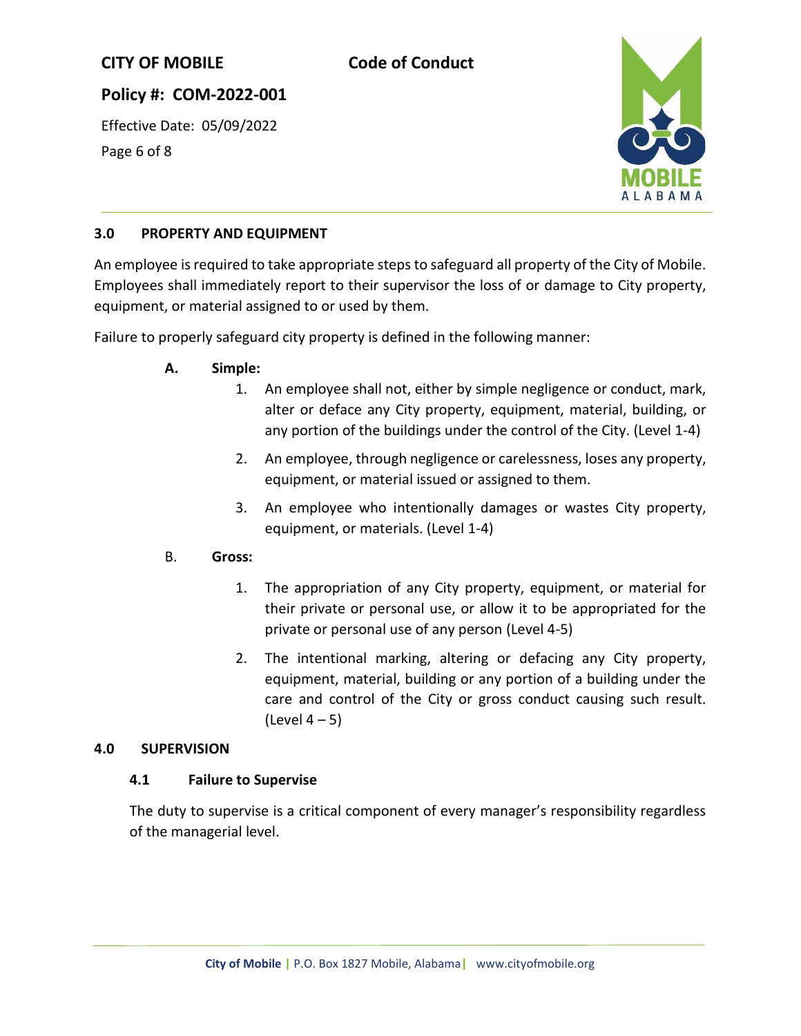## 3.0 PROPERTY AND EQUIPMENT

An employee is required to take appropriate steps to safeguard all property of the City of Mobile. Employees shall immediately report to their supervisor the loss of or damage to City property, equipment, or material assigned to or used by them.

Failure to properly safeguard city property is defined in the following manner:

**A. Simple:**

1. An employee shall not, either by simple negligence or conduct, mark, alter or deface any City property, equipment, material, building, or any portion of the buildings under the control of the City. (Level 1-4)
2. An employee, through negligence or carelessness, loses any property, equipment, or material issued or assigned to them.
3. An employee who intentionally damages or wastes City property, equipment, or materials. (Level 1-4)

B. **Gross:**

1. The appropriation of any City property, equipment, or material for their private or personal use, or allow it to be appropriated for the private or personal use of any person (Level 4-5)
2. The intentional marking, altering or defacing any City property, equipment, material, building or any portion of a building under the care and control of the City or gross conduct causing such result. (Level 4 – 5)

## 4.0 SUPERVISION

### 4.1 Failure to Supervise

The duty to supervise is a critical component of every manager's responsibility regardless of the managerial level.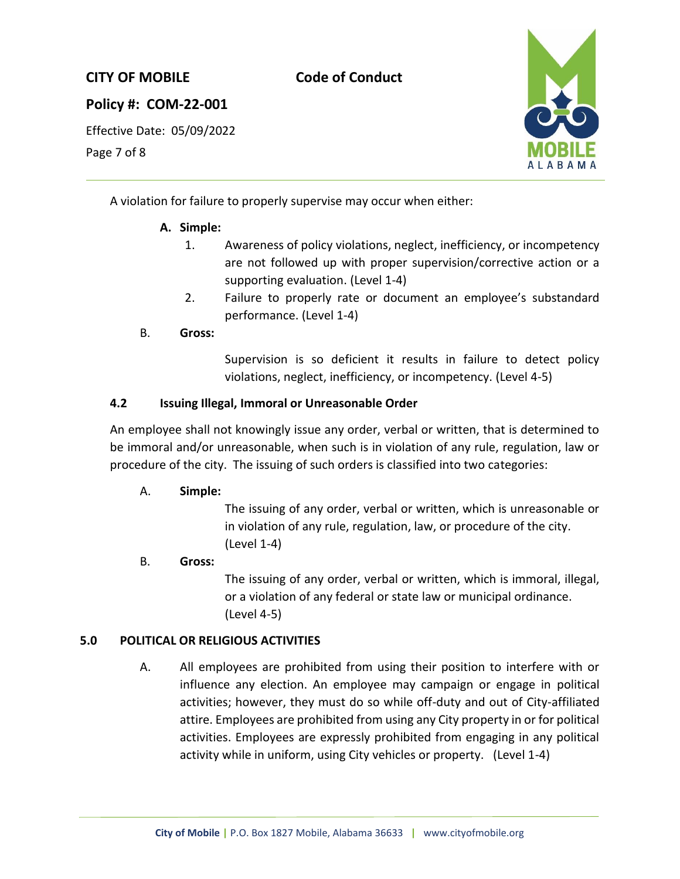A violation for failure to properly supervise may occur when either:

**A. Simple:**

1. Awareness of policy violations, neglect, inefficiency, or incompetency are not followed up with proper supervision/corrective action or a supporting evaluation. (Level 1-4)
2. Failure to properly rate or document an employee's substandard performance. (Level 1-4)

B. **Gross:**

Supervision is so deficient it results in failure to detect policy violations, neglect, inefficiency, or incompetency. (Level 4-5)

### 4.2 Issuing Illegal, Immoral or Unreasonable Order

An employee shall not knowingly issue any order, verbal or written, that is determined to be immoral and/or unreasonable, when such is in violation of any rule, regulation, law or procedure of the city. The issuing of such orders is classified into two categories:

A. **Simple:**

The issuing of any order, verbal or written, which is unreasonable or in violation of any rule, regulation, law, or procedure of the city. (Level 1-4)

B. **Gross:**

The issuing of any order, verbal or written, which is immoral, illegal, or a violation of any federal or state law or municipal ordinance. (Level 4-5)

## 5.0 POLITICAL OR RELIGIOUS ACTIVITIES

A. All employees are prohibited from using their position to interfere with or influence any election. An employee may campaign or engage in political activities; however, they must do so while off-duty and out of City-affiliated attire. Employees are prohibited from using any City property in or for political activities. Employees are expressly prohibited from engaging in any political activity while in uniform, using City vehicles or property. (Level 1-4)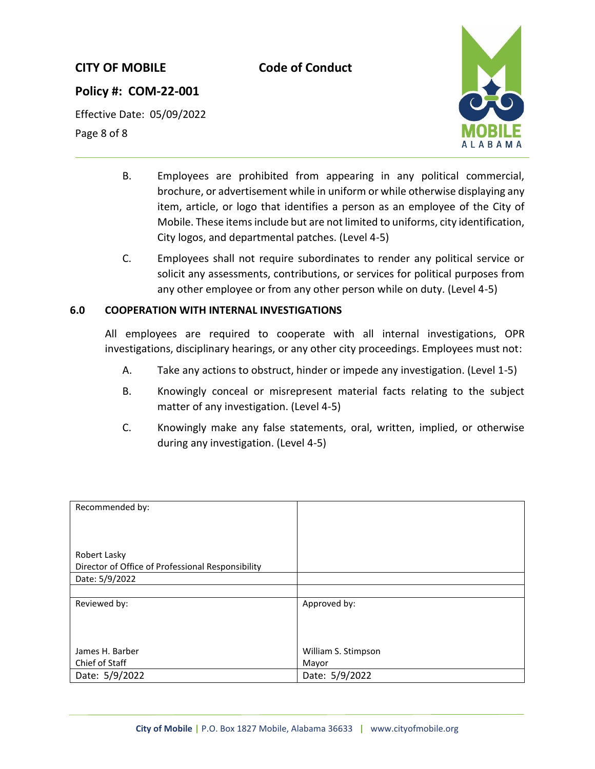B. Employees are prohibited from appearing in any political commercial, brochure, or advertisement while in uniform or while otherwise displaying any item, article, or logo that identifies a person as an employee of the City of Mobile. These items include but are not limited to uniforms, city identification, City logos, and departmental patches. (Level 4-5)

C. Employees shall not require subordinates to render any political service or solicit any assessments, contributions, or services for political purposes from any other employee or from any other person while on duty. (Level 4-5)

## 6.0 COOPERATION WITH INTERNAL INVESTIGATIONS

All employees are required to cooperate with all internal investigations, OPR investigations, disciplinary hearings, or any other city proceedings. Employees must not:

A. Take any actions to obstruct, hinder or impede any investigation. (Level 1-5)

B. Knowingly conceal or misrepresent material facts relating to the subject matter of any investigation. (Level 4-5)

C. Knowingly make any false statements, oral, written, implied, or otherwise during any investigation. (Level 4-5)

| | |
|---|---|
| Recommended by:<br><br>Robert Lasky<br>Director of Office of Professional Responsibility | |
| Date: 5/9/2022 | |
| | |
| Reviewed by:<br><br>James H. Barber<br>Chief of Staff | Approved by:<br><br>William S. Stimpson<br>Mayor |
| Date: 5/9/2022 | Date: 5/9/2022 |